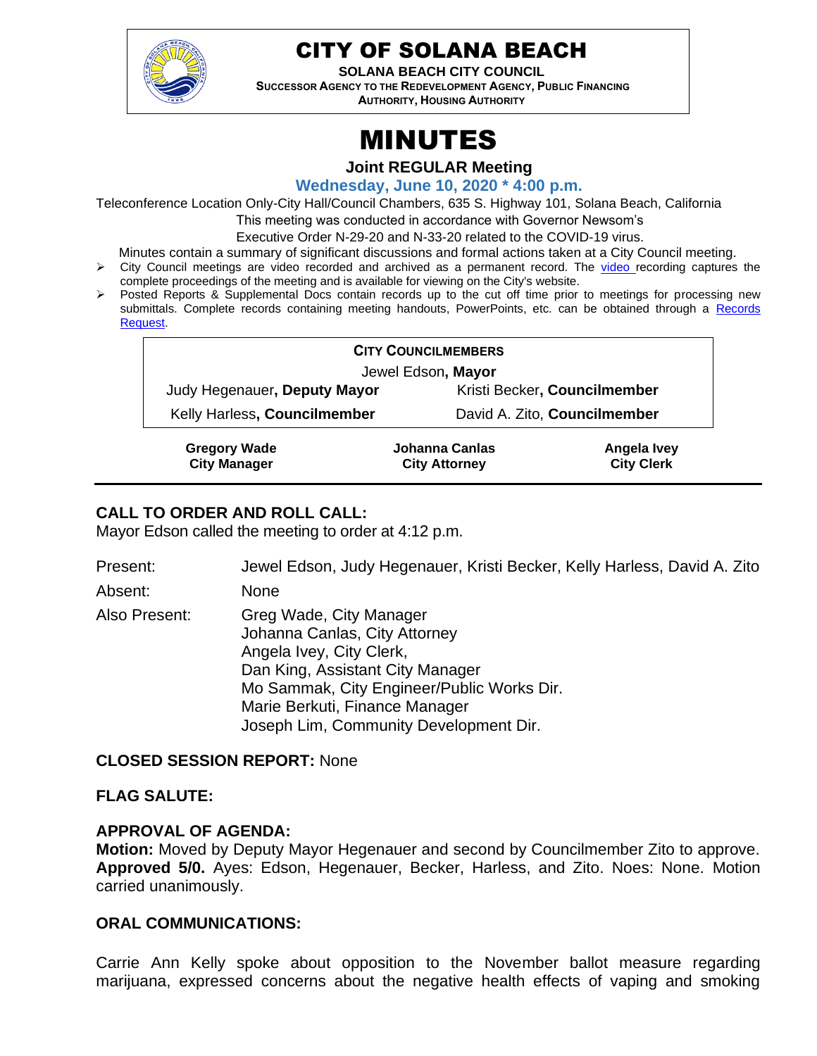# CITY OF SOLANA BEACH

**SOLANA BEACH CITY COUNCIL**
**SUCCESSOR AGENCY TO THE REDEVELOPMENT AGENCY, PUBLIC FINANCING AUTHORITY, HOUSING AUTHORITY**

# MINUTES

**Joint REGULAR Meeting**

**Wednesday, June 10, 2020 * 4:00 p.m.**

Teleconference Location Only-City Hall/Council Chambers, 635 S. Highway 101, Solana Beach, California
This meeting was conducted in accordance with Governor Newsom's
Executive Order N-29-20 and N-33-20 related to the COVID-19 virus.

Minutes contain a summary of significant discussions and formal actions taken at a City Council meeting.

- City Council meetings are video recorded and archived as a permanent record. The video recording captures the complete proceedings of the meeting and is available for viewing on the City's website.
- Posted Reports & Supplemental Docs contain records up to the cut off time prior to meetings for processing new submittals. Complete records containing meeting handouts, PowerPoints, etc. can be obtained through a Records Request.

| CITY COUNCILMEMBERS | |
|---|---|
| Jewel Edson, **Mayor** | |
| Judy Hegenauer, **Deputy Mayor** | Kristi Becker, **Councilmember** |
| Kelly Harless, **Councilmember** | David A. Zito, **Councilmember** |

| **Gregory Wade** | **Johanna Canlas** | **Angela Ivey** |
|---|---|---|
| **City Manager** | **City Attorney** | **City Clerk** |

## CALL TO ORDER AND ROLL CALL:

Mayor Edson called the meeting to order at 4:12 p.m.

Present: Jewel Edson, Judy Hegenauer, Kristi Becker, Kelly Harless, David A. Zito

Absent: None

Also Present: Greg Wade, City Manager
Johanna Canlas, City Attorney
Angela Ivey, City Clerk,
Dan King, Assistant City Manager
Mo Sammak, City Engineer/Public Works Dir.
Marie Berkuti, Finance Manager
Joseph Lim, Community Development Dir.

**CLOSED SESSION REPORT:** None

## FLAG SALUTE:

## APPROVAL OF AGENDA:

**Motion:** Moved by Deputy Mayor Hegenauer and second by Councilmember Zito to approve. **Approved 5/0.** Ayes: Edson, Hegenauer, Becker, Harless, and Zito. Noes: None. Motion carried unanimously.

## ORAL COMMUNICATIONS:

Carrie Ann Kelly spoke about opposition to the November ballot measure regarding marijuana, expressed concerns about the negative health effects of vaping and smoking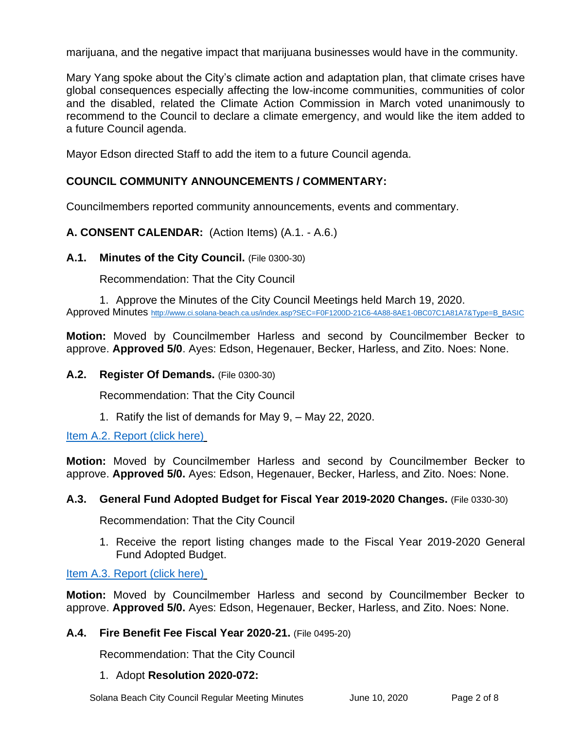marijuana, and the negative impact that marijuana businesses would have in the community.

Mary Yang spoke about the City's climate action and adaptation plan, that climate crises have global consequences especially affecting the low-income communities, communities of color and the disabled, related the Climate Action Commission in March voted unanimously to recommend to the Council to declare a climate emergency, and would like the item added to a future Council agenda.

Mayor Edson directed Staff to add the item to a future Council agenda.

## COUNCIL COMMUNITY ANNOUNCEMENTS / COMMENTARY:

Councilmembers reported community announcements, events and commentary.

## A. CONSENT CALENDAR: (Action Items) (A.1. - A.6.)

### A.1. Minutes of the City Council. (File 0300-30)

Recommendation: That the City Council

1. Approve the Minutes of the City Council Meetings held March 19, 2020.

Approved Minutes http://www.ci.solana-beach.ca.us/index.asp?SEC=F0F1200D-21C6-4A88-8AE1-0BC07C1A81A7&Type=B_BASIC

**Motion:** Moved by Councilmember Harless and second by Councilmember Becker to approve. **Approved 5/0**. Ayes: Edson, Hegenauer, Becker, Harless, and Zito. Noes: None.

### A.2. Register Of Demands. (File 0300-30)

Recommendation: That the City Council

1. Ratify the list of demands for May 9, – May 22, 2020.

Item A.2. Report (click here)

**Motion:** Moved by Councilmember Harless and second by Councilmember Becker to approve. **Approved 5/0.** Ayes: Edson, Hegenauer, Becker, Harless, and Zito. Noes: None.

### A.3. General Fund Adopted Budget for Fiscal Year 2019-2020 Changes. (File 0330-30)

Recommendation: That the City Council

1. Receive the report listing changes made to the Fiscal Year 2019-2020 General Fund Adopted Budget.

Item A.3. Report (click here)

**Motion:** Moved by Councilmember Harless and second by Councilmember Becker to approve. **Approved 5/0.** Ayes: Edson, Hegenauer, Becker, Harless, and Zito. Noes: None.

### A.4. Fire Benefit Fee Fiscal Year 2020-21. (File 0495-20)

Recommendation: That the City Council

1. Adopt **Resolution 2020-072:**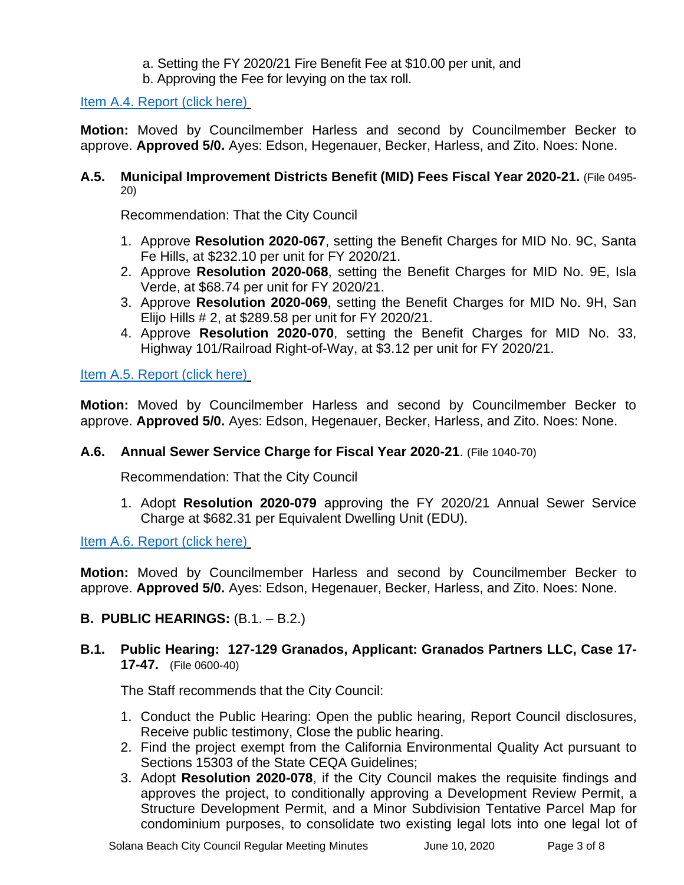a. Setting the FY 2020/21 Fire Benefit Fee at $10.00 per unit, and
b. Approving the Fee for levying on the tax roll.

Item A.4. Report (click here)

**Motion:** Moved by Councilmember Harless and second by Councilmember Becker to approve. **Approved 5/0.** Ayes: Edson, Hegenauer, Becker, Harless, and Zito. Noes: None.

**A.5. Municipal Improvement Districts Benefit (MID) Fees Fiscal Year 2020-21.** (File 0495-20)

Recommendation: That the City Council

1. Approve **Resolution 2020-067**, setting the Benefit Charges for MID No. 9C, Santa Fe Hills, at $232.10 per unit for FY 2020/21.
2. Approve **Resolution 2020-068**, setting the Benefit Charges for MID No. 9E, Isla Verde, at $68.74 per unit for FY 2020/21.
3. Approve **Resolution 2020-069**, setting the Benefit Charges for MID No. 9H, San Elijo Hills # 2, at $289.58 per unit for FY 2020/21.
4. Approve **Resolution 2020-070**, setting the Benefit Charges for MID No. 33, Highway 101/Railroad Right-of-Way, at $3.12 per unit for FY 2020/21.

Item A.5. Report (click here)

**Motion:** Moved by Councilmember Harless and second by Councilmember Becker to approve. **Approved 5/0.** Ayes: Edson, Hegenauer, Becker, Harless, and Zito. Noes: None.

**A.6. Annual Sewer Service Charge for Fiscal Year 2020-21**. (File 1040-70)

Recommendation: That the City Council

1. Adopt **Resolution 2020-079** approving the FY 2020/21 Annual Sewer Service Charge at $682.31 per Equivalent Dwelling Unit (EDU).

Item A.6. Report (click here)

**Motion:** Moved by Councilmember Harless and second by Councilmember Becker to approve. **Approved 5/0.** Ayes: Edson, Hegenauer, Becker, Harless, and Zito. Noes: None.

## B. PUBLIC HEARINGS: (B.1. – B.2.)

**B.1. Public Hearing: 127-129 Granados, Applicant: Granados Partners LLC, Case 17-17-47.** (File 0600-40)

The Staff recommends that the City Council:

1. Conduct the Public Hearing: Open the public hearing, Report Council disclosures, Receive public testimony, Close the public hearing.
2. Find the project exempt from the California Environmental Quality Act pursuant to Sections 15303 of the State CEQA Guidelines;
3. Adopt **Resolution 2020-078**, if the City Council makes the requisite findings and approves the project, to conditionally approving a Development Review Permit, a Structure Development Permit, and a Minor Subdivision Tentative Parcel Map for condominium purposes, to consolidate two existing legal lots into one legal lot of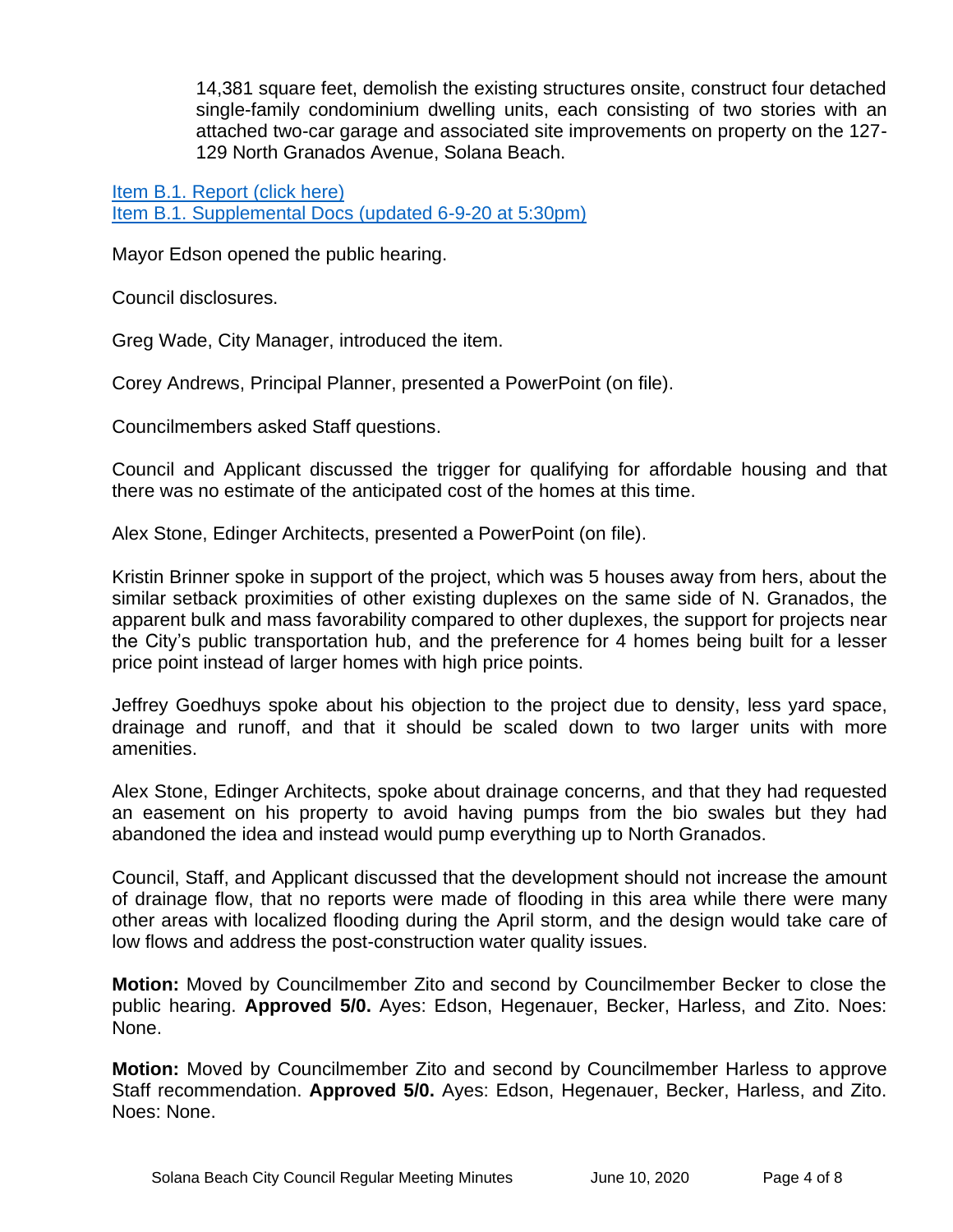14,381 square feet, demolish the existing structures onsite, construct four detached single-family condominium dwelling units, each consisting of two stories with an attached two-car garage and associated site improvements on property on the 127-129 North Granados Avenue, Solana Beach.

[Item B.1. Report (click here)](#)
[Item B.1. Supplemental Docs (updated 6-9-20 at 5:30pm)](#)

Mayor Edson opened the public hearing.

Council disclosures.

Greg Wade, City Manager, introduced the item.

Corey Andrews, Principal Planner, presented a PowerPoint (on file).

Councilmembers asked Staff questions.

Council and Applicant discussed the trigger for qualifying for affordable housing and that there was no estimate of the anticipated cost of the homes at this time.

Alex Stone, Edinger Architects, presented a PowerPoint (on file).

Kristin Brinner spoke in support of the project, which was 5 houses away from hers, about the similar setback proximities of other existing duplexes on the same side of N. Granados, the apparent bulk and mass favorability compared to other duplexes, the support for projects near the City's public transportation hub, and the preference for 4 homes being built for a lesser price point instead of larger homes with high price points.

Jeffrey Goedhuys spoke about his objection to the project due to density, less yard space, drainage and runoff, and that it should be scaled down to two larger units with more amenities.

Alex Stone, Edinger Architects, spoke about drainage concerns, and that they had requested an easement on his property to avoid having pumps from the bio swales but they had abandoned the idea and instead would pump everything up to North Granados.

Council, Staff, and Applicant discussed that the development should not increase the amount of drainage flow, that no reports were made of flooding in this area while there were many other areas with localized flooding during the April storm, and the design would take care of low flows and address the post-construction water quality issues.

**Motion:** Moved by Councilmember Zito and second by Councilmember Becker to close the public hearing. **Approved 5/0.** Ayes: Edson, Hegenauer, Becker, Harless, and Zito. Noes: None.

**Motion:** Moved by Councilmember Zito and second by Councilmember Harless to approve Staff recommendation. **Approved 5/0.** Ayes: Edson, Hegenauer, Becker, Harless, and Zito. Noes: None.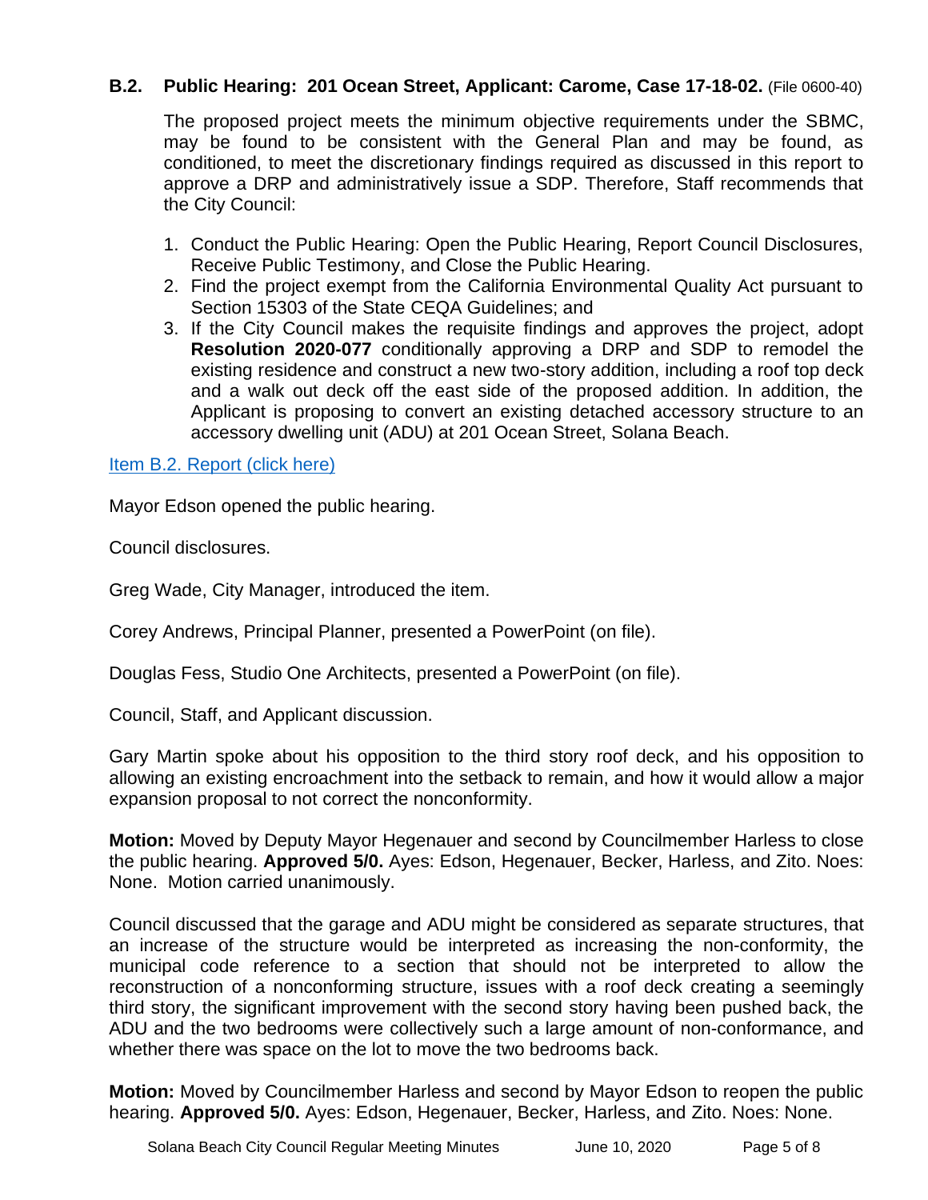### B.2. Public Hearing: 201 Ocean Street, Applicant: Carome, Case 17-18-02. (File 0600-40)

The proposed project meets the minimum objective requirements under the SBMC, may be found to be consistent with the General Plan and may be found, as conditioned, to meet the discretionary findings required as discussed in this report to approve a DRP and administratively issue a SDP. Therefore, Staff recommends that the City Council:

1. Conduct the Public Hearing: Open the Public Hearing, Report Council Disclosures, Receive Public Testimony, and Close the Public Hearing.
2. Find the project exempt from the California Environmental Quality Act pursuant to Section 15303 of the State CEQA Guidelines; and
3. If the City Council makes the requisite findings and approves the project, adopt **Resolution 2020-077** conditionally approving a DRP and SDP to remodel the existing residence and construct a new two-story addition, including a roof top deck and a walk out deck off the east side of the proposed addition. In addition, the Applicant is proposing to convert an existing detached accessory structure to an accessory dwelling unit (ADU) at 201 Ocean Street, Solana Beach.

Item B.2. Report (click here)

Mayor Edson opened the public hearing.

Council disclosures.

Greg Wade, City Manager, introduced the item.

Corey Andrews, Principal Planner, presented a PowerPoint (on file).

Douglas Fess, Studio One Architects, presented a PowerPoint (on file).

Council, Staff, and Applicant discussion.

Gary Martin spoke about his opposition to the third story roof deck, and his opposition to allowing an existing encroachment into the setback to remain, and how it would allow a major expansion proposal to not correct the nonconformity.

**Motion:** Moved by Deputy Mayor Hegenauer and second by Councilmember Harless to close the public hearing. **Approved 5/0.** Ayes: Edson, Hegenauer, Becker, Harless, and Zito. Noes: None. Motion carried unanimously.

Council discussed that the garage and ADU might be considered as separate structures, that an increase of the structure would be interpreted as increasing the non-conformity, the municipal code reference to a section that should not be interpreted to allow the reconstruction of a nonconforming structure, issues with a roof deck creating a seemingly third story, the significant improvement with the second story having been pushed back, the ADU and the two bedrooms were collectively such a large amount of non-conformance, and whether there was space on the lot to move the two bedrooms back.

**Motion:** Moved by Councilmember Harless and second by Mayor Edson to reopen the public hearing. **Approved 5/0.** Ayes: Edson, Hegenauer, Becker, Harless, and Zito. Noes: None.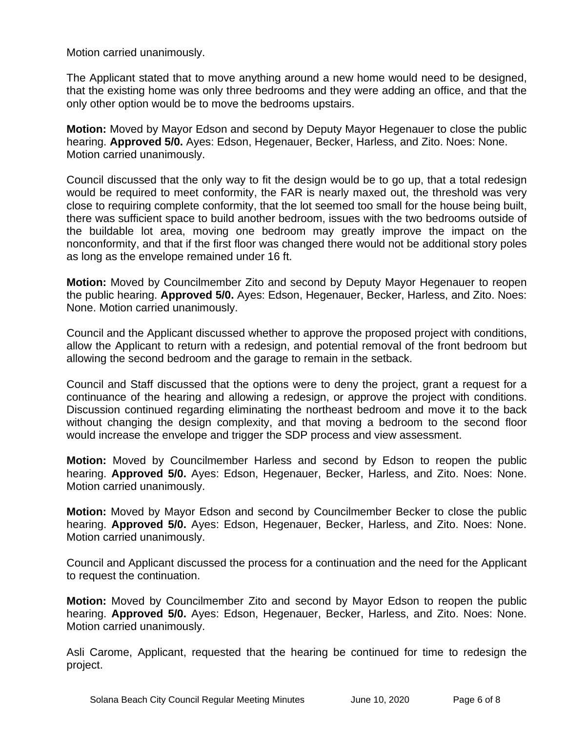Motion carried unanimously.

The Applicant stated that to move anything around a new home would need to be designed, that the existing home was only three bedrooms and they were adding an office, and that the only other option would be to move the bedrooms upstairs.

**Motion:** Moved by Mayor Edson and second by Deputy Mayor Hegenauer to close the public hearing. **Approved 5/0.** Ayes: Edson, Hegenauer, Becker, Harless, and Zito. Noes: None. Motion carried unanimously.

Council discussed that the only way to fit the design would be to go up, that a total redesign would be required to meet conformity, the FAR is nearly maxed out, the threshold was very close to requiring complete conformity, that the lot seemed too small for the house being built, there was sufficient space to build another bedroom, issues with the two bedrooms outside of the buildable lot area, moving one bedroom may greatly improve the impact on the nonconformity, and that if the first floor was changed there would not be additional story poles as long as the envelope remained under 16 ft.

**Motion:** Moved by Councilmember Zito and second by Deputy Mayor Hegenauer to reopen the public hearing. **Approved 5/0.** Ayes: Edson, Hegenauer, Becker, Harless, and Zito. Noes: None. Motion carried unanimously.

Council and the Applicant discussed whether to approve the proposed project with conditions, allow the Applicant to return with a redesign, and potential removal of the front bedroom but allowing the second bedroom and the garage to remain in the setback.

Council and Staff discussed that the options were to deny the project, grant a request for a continuance of the hearing and allowing a redesign, or approve the project with conditions. Discussion continued regarding eliminating the northeast bedroom and move it to the back without changing the design complexity, and that moving a bedroom to the second floor would increase the envelope and trigger the SDP process and view assessment.

**Motion:** Moved by Councilmember Harless and second by Edson to reopen the public hearing. **Approved 5/0.** Ayes: Edson, Hegenauer, Becker, Harless, and Zito. Noes: None. Motion carried unanimously.

**Motion:** Moved by Mayor Edson and second by Councilmember Becker to close the public hearing. **Approved 5/0.** Ayes: Edson, Hegenauer, Becker, Harless, and Zito. Noes: None. Motion carried unanimously.

Council and Applicant discussed the process for a continuation and the need for the Applicant to request the continuation.

**Motion:** Moved by Councilmember Zito and second by Mayor Edson to reopen the public hearing. **Approved 5/0.** Ayes: Edson, Hegenauer, Becker, Harless, and Zito. Noes: None. Motion carried unanimously.

Asli Carome, Applicant, requested that the hearing be continued for time to redesign the project.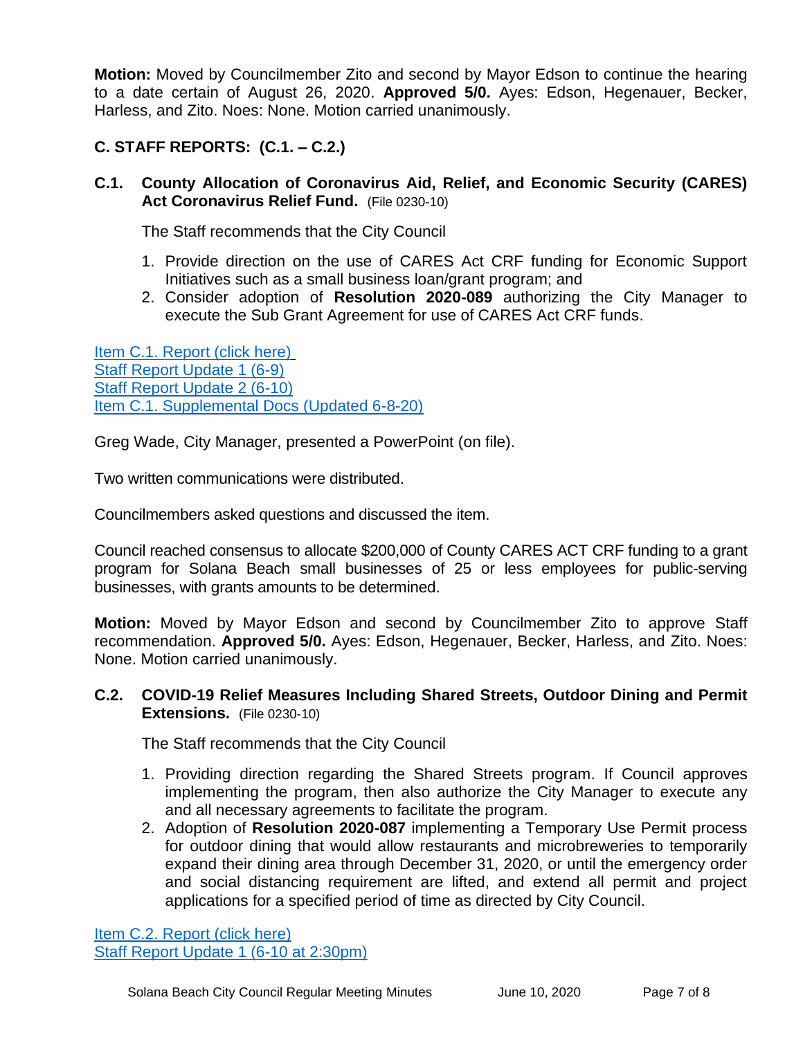**Motion:** Moved by Councilmember Zito and second by Mayor Edson to continue the hearing to a date certain of August 26, 2020. **Approved 5/0.** Ayes: Edson, Hegenauer, Becker, Harless, and Zito. Noes: None. Motion carried unanimously.

## C. STAFF REPORTS: (C.1. – C.2.)

### C.1. County Allocation of Coronavirus Aid, Relief, and Economic Security (CARES) Act Coronavirus Relief Fund. (File 0230-10)

The Staff recommends that the City Council

1. Provide direction on the use of CARES Act CRF funding for Economic Support Initiatives such as a small business loan/grant program; and
2. Consider adoption of **Resolution 2020-089** authorizing the City Manager to execute the Sub Grant Agreement for use of CARES Act CRF funds.

Item C.1. Report (click here)
Staff Report Update 1 (6-9)
Staff Report Update 2 (6-10)
Item C.1. Supplemental Docs (Updated 6-8-20)

Greg Wade, City Manager, presented a PowerPoint (on file).

Two written communications were distributed.

Councilmembers asked questions and discussed the item.

Council reached consensus to allocate $200,000 of County CARES ACT CRF funding to a grant program for Solana Beach small businesses of 25 or less employees for public-serving businesses, with grants amounts to be determined.

**Motion:** Moved by Mayor Edson and second by Councilmember Zito to approve Staff recommendation. **Approved 5/0.** Ayes: Edson, Hegenauer, Becker, Harless, and Zito. Noes: None. Motion carried unanimously.

### C.2. COVID-19 Relief Measures Including Shared Streets, Outdoor Dining and Permit Extensions. (File 0230-10)

The Staff recommends that the City Council

1. Providing direction regarding the Shared Streets program. If Council approves implementing the program, then also authorize the City Manager to execute any and all necessary agreements to facilitate the program.
2. Adoption of **Resolution 2020-087** implementing a Temporary Use Permit process for outdoor dining that would allow restaurants and microbreweries to temporarily expand their dining area through December 31, 2020, or until the emergency order and social distancing requirement are lifted, and extend all permit and project applications for a specified period of time as directed by City Council.

Item C.2. Report (click here)
Staff Report Update 1 (6-10 at 2:30pm)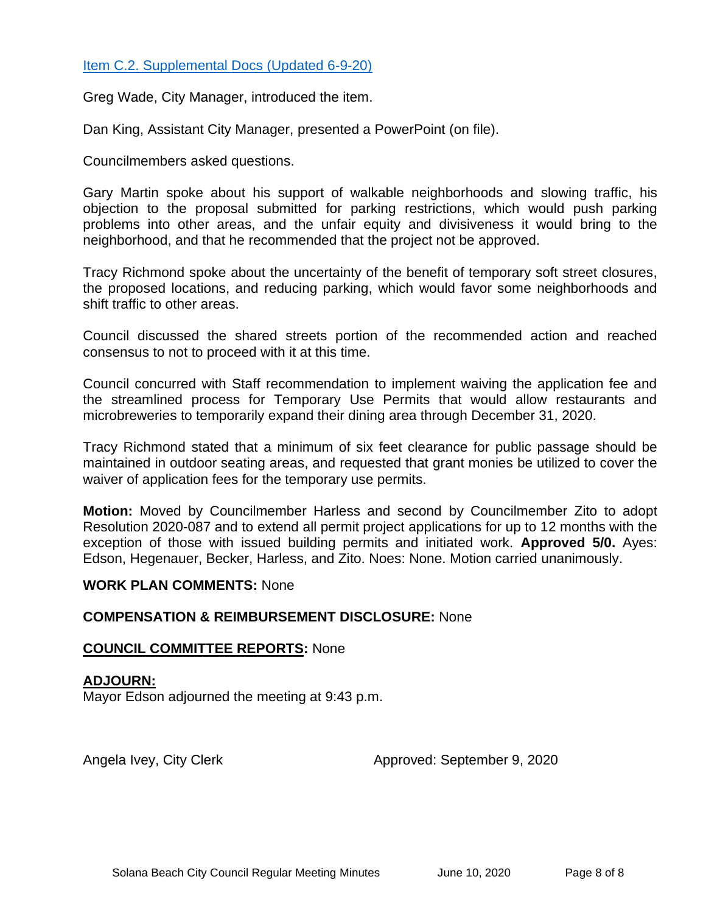[Item C.2. Supplemental Docs (Updated 6-9-20)]

Greg Wade, City Manager, introduced the item.

Dan King, Assistant City Manager, presented a PowerPoint (on file).

Councilmembers asked questions.

Gary Martin spoke about his support of walkable neighborhoods and slowing traffic, his objection to the proposal submitted for parking restrictions, which would push parking problems into other areas, and the unfair equity and divisiveness it would bring to the neighborhood, and that he recommended that the project not be approved.

Tracy Richmond spoke about the uncertainty of the benefit of temporary soft street closures, the proposed locations, and reducing parking, which would favor some neighborhoods and shift traffic to other areas.

Council discussed the shared streets portion of the recommended action and reached consensus to not to proceed with it at this time.

Council concurred with Staff recommendation to implement waiving the application fee and the streamlined process for Temporary Use Permits that would allow restaurants and microbreweries to temporarily expand their dining area through December 31, 2020.

Tracy Richmond stated that a minimum of six feet clearance for public passage should be maintained in outdoor seating areas, and requested that grant monies be utilized to cover the waiver of application fees for the temporary use permits.

**Motion:** Moved by Councilmember Harless and second by Councilmember Zito to adopt Resolution 2020-087 and to extend all permit project applications for up to 12 months with the exception of those with issued building permits and initiated work. **Approved 5/0.** Ayes: Edson, Hegenauer, Becker, Harless, and Zito. Noes: None. Motion carried unanimously.

**WORK PLAN COMMENTS:** None

**COMPENSATION & REIMBURSEMENT DISCLOSURE:** None

**COUNCIL COMMITTEE REPORTS:** None

**ADJOURN:**

Mayor Edson adjourned the meeting at 9:43 p.m.

Angela Ivey, City Clerk

Approved: September 9, 2020